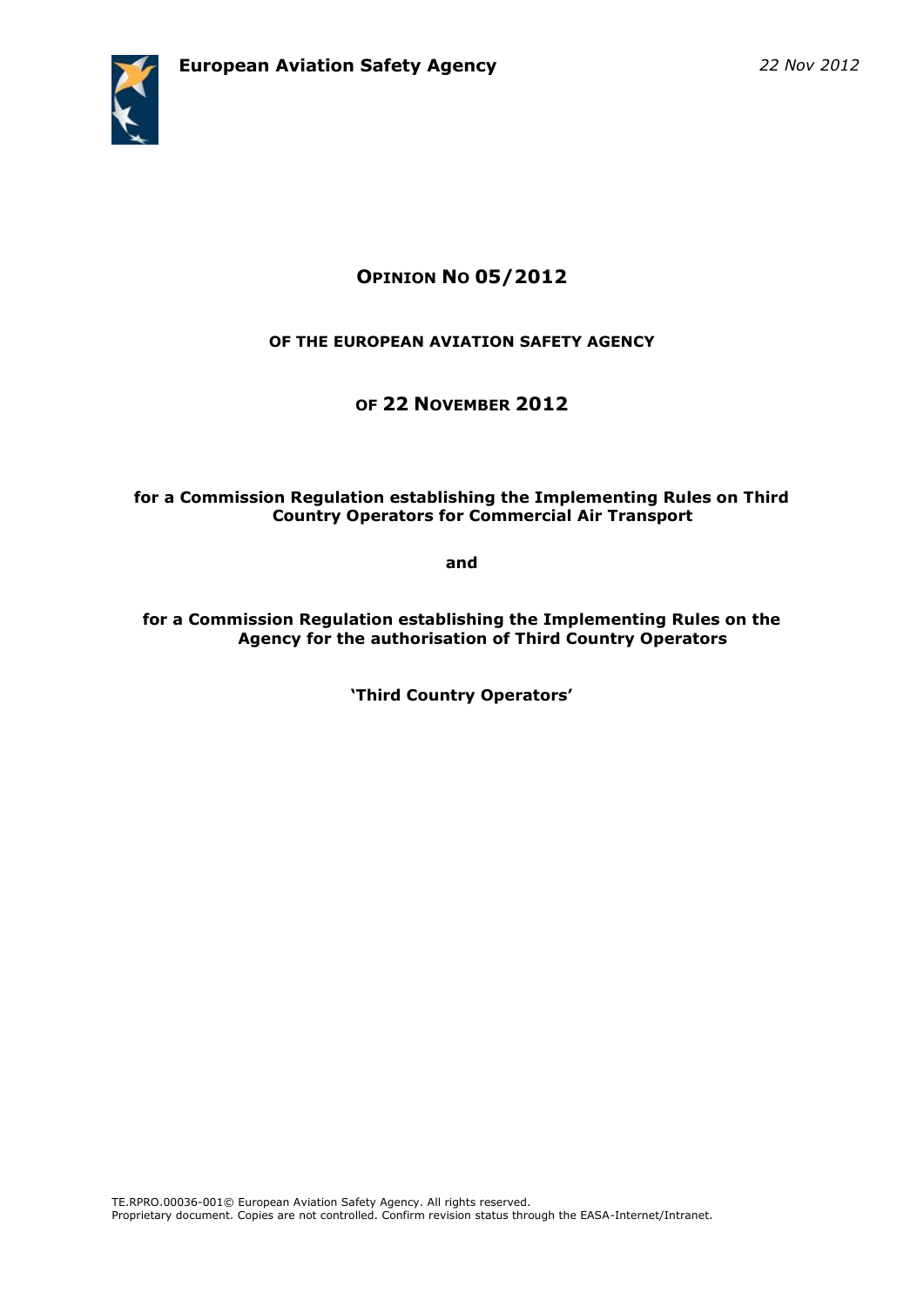**European Aviation Safety Agency** *22 Nov 2012*

# OPINION NO 05/2012

## OF THE EUROPEAN AVIATION SAFETY AGENCY

## OF 22 NOVEMBER 2012

**for a Commission Regulation establishing the Implementing Rules on Third Country Operators for Commercial Air Transport**

**and**

**for a Commission Regulation establishing the Implementing Rules on the Agency for the authorisation of Third Country Operators**

**'Third Country Operators'**

TE.RPRO.00036-001© European Aviation Safety Agency. All rights reserved.
Proprietary document. Copies are not controlled. Confirm revision status through the EASA-Internet/Intranet.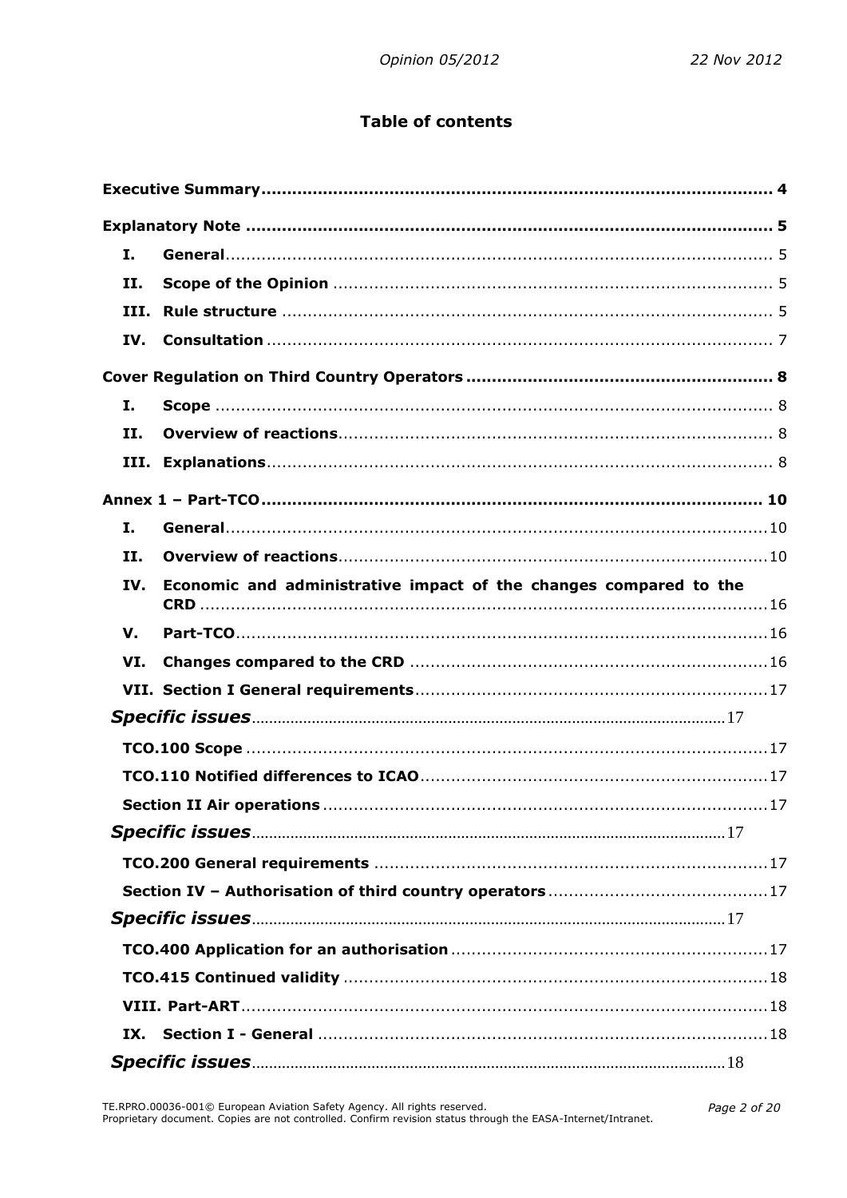# Table of contents

**Executive Summary** .......... 4

**Explanatory Note** .......... 5

- **I. General** .......... 5
- **II. Scope of the Opinion** .......... 5
- **III. Rule structure** .......... 5
- **IV. Consultation** .......... 7

**Cover Regulation on Third Country Operators** .......... 8

- **I. Scope** .......... 8
- **II. Overview of reactions** .......... 8
- **III. Explanations** .......... 8

**Annex 1 – Part-TCO** .......... 10

- **I. General** .......... 10
- **II. Overview of reactions** .......... 10
- **IV. Economic and administrative impact of the changes compared to the CRD** .......... 16
- **V. Part-TCO** .......... 16
- **VI. Changes compared to the CRD** .......... 16
- **VII. Section I General requirements** .......... 17
  - ***Specific issues*** .......... 17
  - **TCO.100 Scope** .......... 17
  - **TCO.110 Notified differences to ICAO** .......... 17
  - **Section II Air operations** .......... 17
  - ***Specific issues*** .......... 17
  - **TCO.200 General requirements** .......... 17
  - **Section IV – Authorisation of third country operators** .......... 17
  - ***Specific issues*** .......... 17
  - **TCO.400 Application for an authorisation** .......... 17
  - **TCO.415 Continued validity** .......... 18
- **VIII. Part-ART** .......... 18
- **IX. Section I - General** .......... 18
  - ***Specific issues*** .......... 18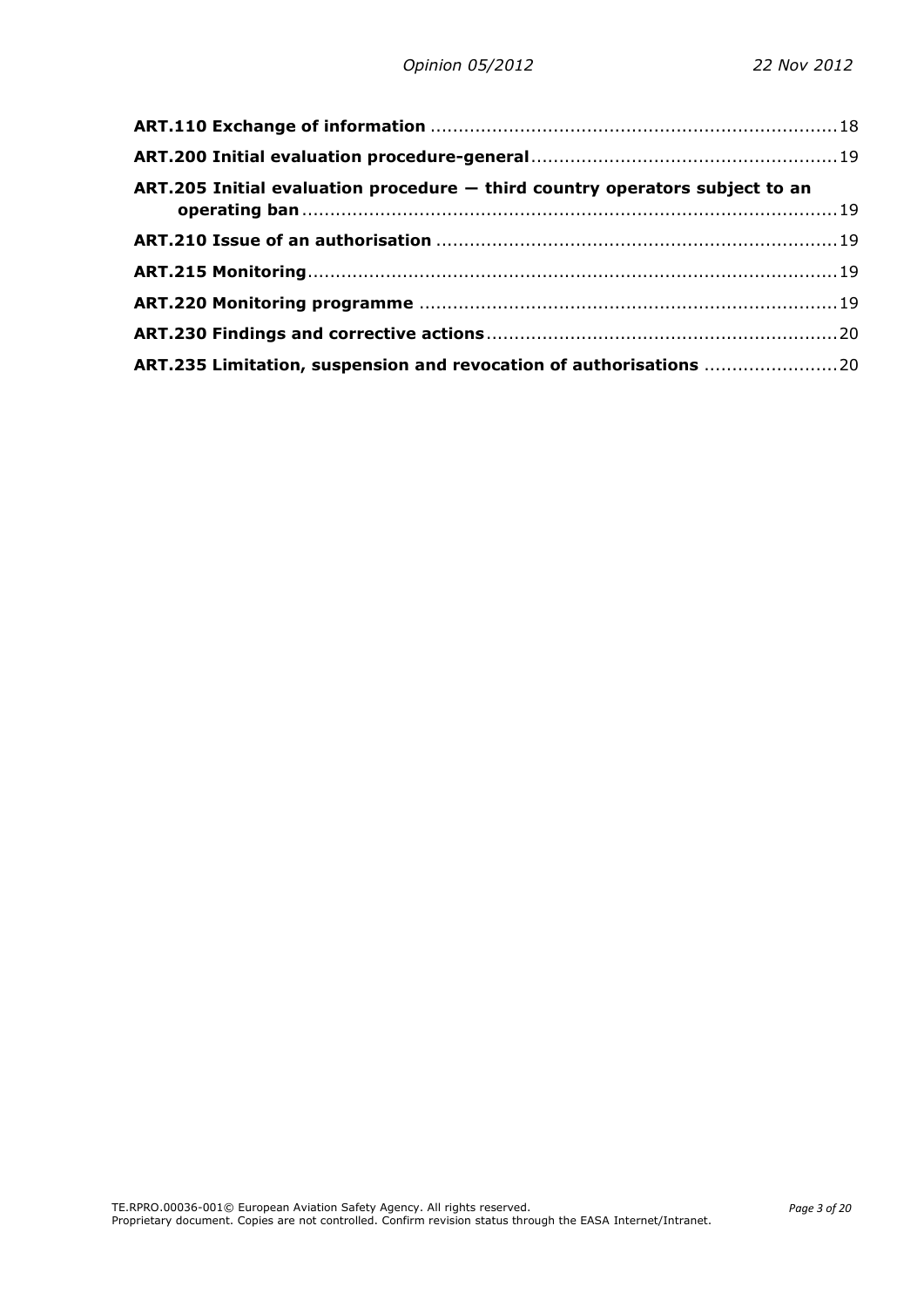**ART.110 Exchange of information** ........................................................................ 18

**ART.200 Initial evaluation procedure-general** ...................................................... 19

**ART.205 Initial evaluation procedure — third country operators subject to an operating ban** ............................................................................................ 19

**ART.210 Issue of an authorisation** ....................................................................... 19

**ART.215 Monitoring** ............................................................................................. 19

**ART.220 Monitoring programme** .......................................................................... 19

**ART.230 Findings and corrective actions** .............................................................. 20

**ART.235 Limitation, suspension and revocation of authorisations** ........................ 20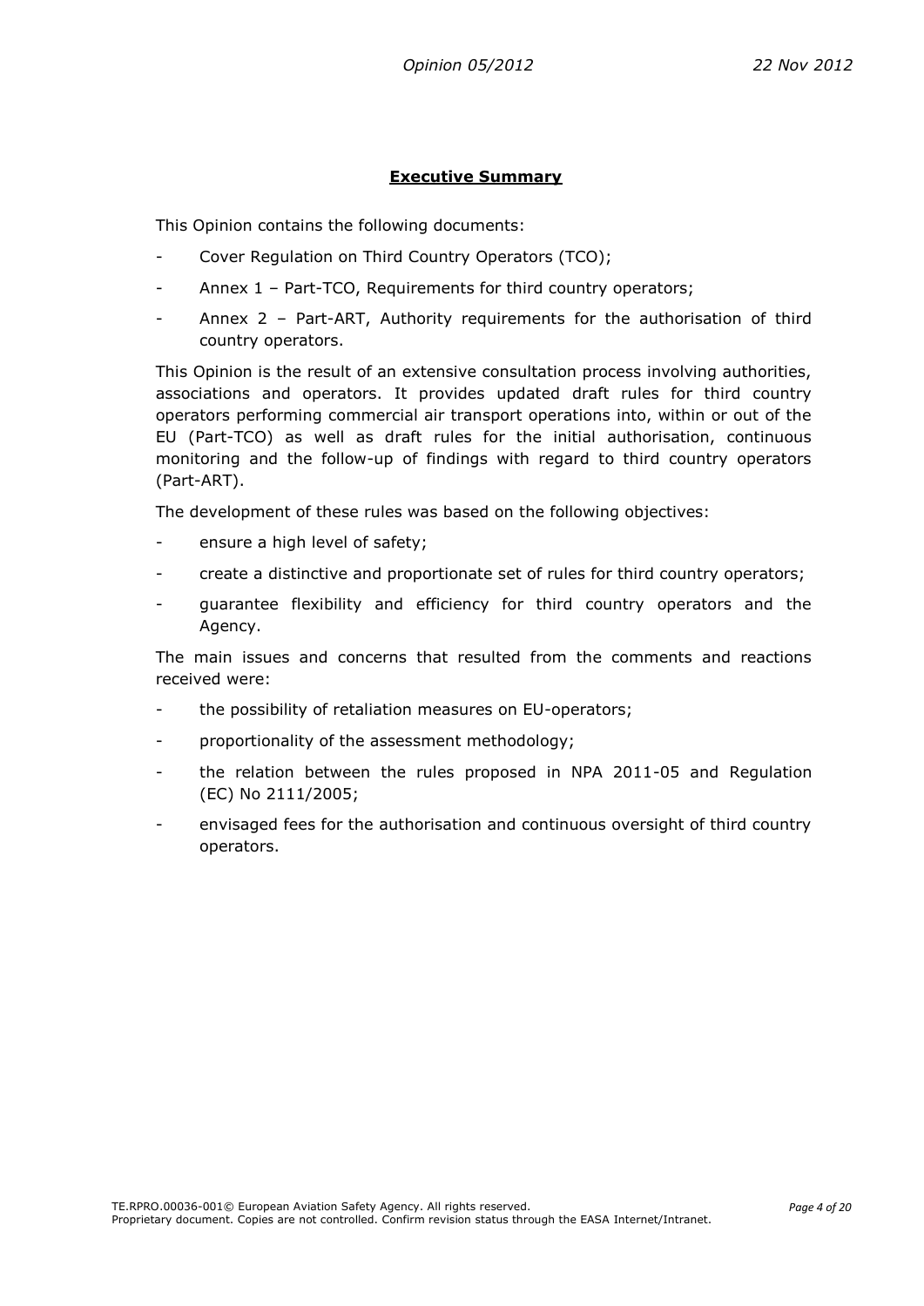## Executive Summary

This Opinion contains the following documents:

- Cover Regulation on Third Country Operators (TCO);
- Annex 1 – Part-TCO, Requirements for third country operators;
- Annex 2 – Part-ART, Authority requirements for the authorisation of third country operators.

This Opinion is the result of an extensive consultation process involving authorities, associations and operators. It provides updated draft rules for third country operators performing commercial air transport operations into, within or out of the EU (Part-TCO) as well as draft rules for the initial authorisation, continuous monitoring and the follow-up of findings with regard to third country operators (Part-ART).

The development of these rules was based on the following objectives:

- ensure a high level of safety;
- create a distinctive and proportionate set of rules for third country operators;
- guarantee flexibility and efficiency for third country operators and the Agency.

The main issues and concerns that resulted from the comments and reactions received were:

- the possibility of retaliation measures on EU-operators;
- proportionality of the assessment methodology;
- the relation between the rules proposed in NPA 2011-05 and Regulation (EC) No 2111/2005;
- envisaged fees for the authorisation and continuous oversight of third country operators.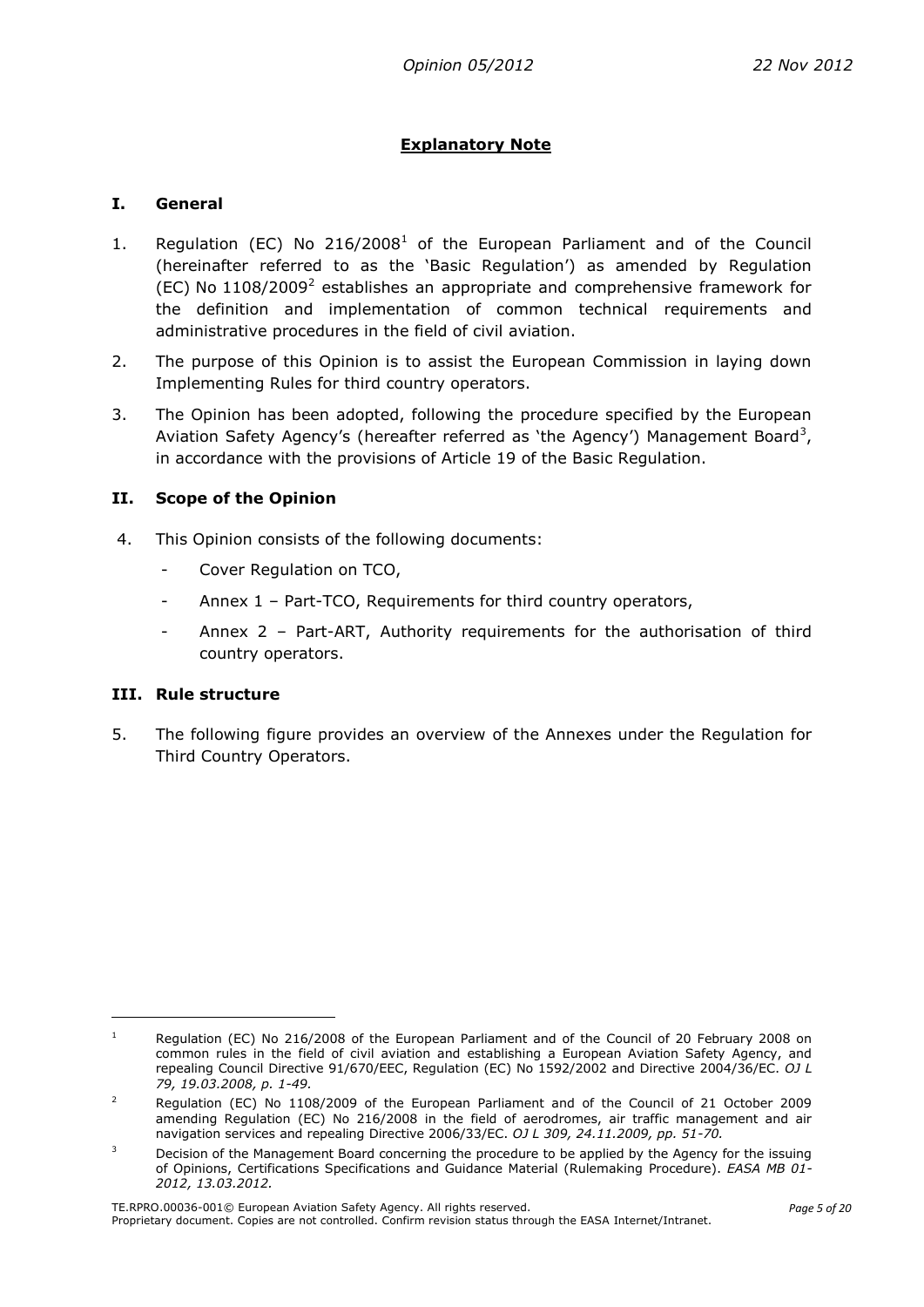## Explanatory Note

### I. General

1. Regulation (EC) No 216/2008[1] of the European Parliament and of the Council (hereinafter referred to as the 'Basic Regulation') as amended by Regulation (EC) No 1108/2009[2] establishes an appropriate and comprehensive framework for the definition and implementation of common technical requirements and administrative procedures in the field of civil aviation.

2. The purpose of this Opinion is to assist the European Commission in laying down Implementing Rules for third country operators.

3. The Opinion has been adopted, following the procedure specified by the European Aviation Safety Agency's (hereafter referred as 'the Agency') Management Board[3], in accordance with the provisions of Article 19 of the Basic Regulation.

### II. Scope of the Opinion

4. This Opinion consists of the following documents:
   - Cover Regulation on TCO,
   - Annex 1 – Part-TCO, Requirements for third country operators,
   - Annex 2 – Part-ART, Authority requirements for the authorisation of third country operators.

### III. Rule structure

5. The following figure provides an overview of the Annexes under the Regulation for Third Country Operators.

---

[1] Regulation (EC) No 216/2008 of the European Parliament and of the Council of 20 February 2008 on common rules in the field of civil aviation and establishing a European Aviation Safety Agency, and repealing Council Directive 91/670/EEC, Regulation (EC) No 1592/2002 and Directive 2004/36/EC. *OJ L 79, 19.03.2008, p. 1-49.*

[2] Regulation (EC) No 1108/2009 of the European Parliament and of the Council of 21 October 2009 amending Regulation (EC) No 216/2008 in the field of aerodromes, air traffic management and air navigation services and repealing Directive 2006/33/EC. *OJ L 309, 24.11.2009, pp. 51-70.*

[3] Decision of the Management Board concerning the procedure to be applied by the Agency for the issuing of Opinions, Certifications Specifications and Guidance Material (Rulemaking Procedure). *EASA MB 01-2012, 13.03.2012.*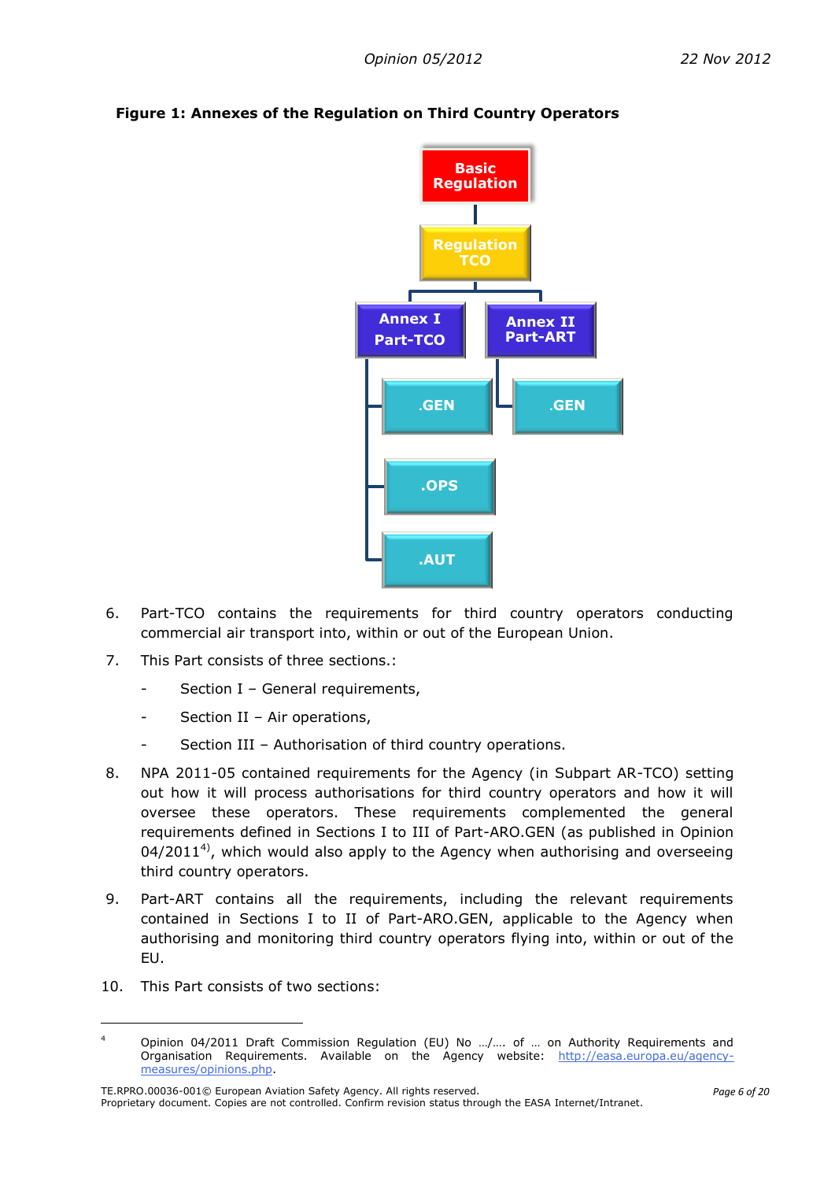**Figure 1: Annexes of the Regulation on Third Country Operators**

Basic Regulation

Regulation TCO

Annex I Part-TCO: .GEN, .OPS, .AUT

Annex II Part-ART: .GEN

6. Part-TCO contains the requirements for third country operators conducting commercial air transport into, within or out of the European Union.

7. This Part consists of three sections.:
   - Section I – General requirements,
   - Section II – Air operations,
   - Section III – Authorisation of third country operations.

8. NPA 2011-05 contained requirements for the Agency (in Subpart AR-TCO) setting out how it will process authorisations for third country operators and how it will oversee these operators. These requirements complemented the general requirements defined in Sections I to III of Part-ARO.GEN (as published in Opinion 04/2011[4]), which would also apply to the Agency when authorising and overseeing third country operators.

9. Part-ART contains all the requirements, including the relevant requirements contained in Sections I to II of Part-ARO.GEN, applicable to the Agency when authorising and monitoring third country operators flying into, within or out of the EU.

10. This Part consists of two sections:

---

[4] Opinion 04/2011 Draft Commission Regulation (EU) No …/…. of … on Authority Requirements and Organisation Requirements. Available on the Agency website: http://easa.europa.eu/agency-measures/opinions.php.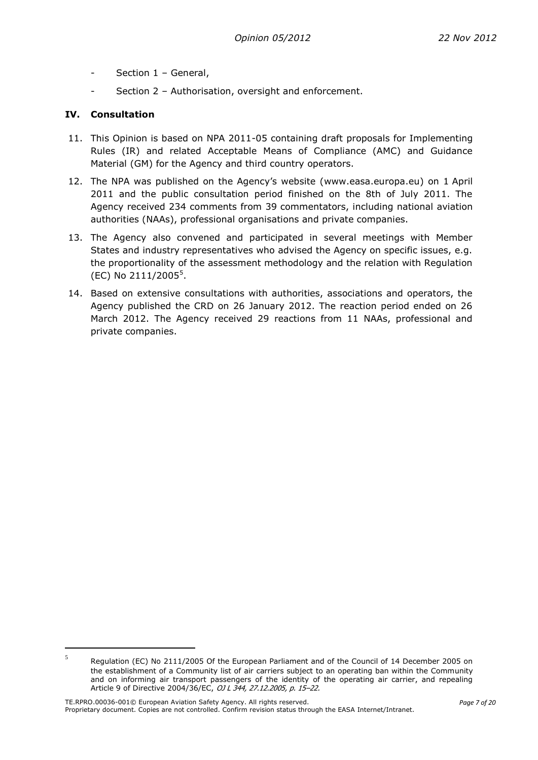- Section 1 – General,
- Section 2 – Authorisation, oversight and enforcement.

## IV. Consultation

11. This Opinion is based on NPA 2011-05 containing draft proposals for Implementing Rules (IR) and related Acceptable Means of Compliance (AMC) and Guidance Material (GM) for the Agency and third country operators.
12. The NPA was published on the Agency's website (www.easa.europa.eu) on 1 April 2011 and the public consultation period finished on the 8th of July 2011. The Agency received 234 comments from 39 commentators, including national aviation authorities (NAAs), professional organisations and private companies.
13. The Agency also convened and participated in several meetings with Member States and industry representatives who advised the Agency on specific issues, e.g. the proportionality of the assessment methodology and the relation with Regulation (EC) No 2111/2005[5].
14. Based on extensive consultations with authorities, associations and operators, the Agency published the CRD on 26 January 2012. The reaction period ended on 26 March 2012. The Agency received 29 reactions from 11 NAAs, professional and private companies.

---

[5] Regulation (EC) No 2111/2005 Of the European Parliament and of the Council of 14 December 2005 on the establishment of a Community list of air carriers subject to an operating ban within the Community and on informing air transport passengers of the identity of the operating air carrier, and repealing Article 9 of Directive 2004/36/EC, *OJ L 344, 27.12.2005, p. 15–22.*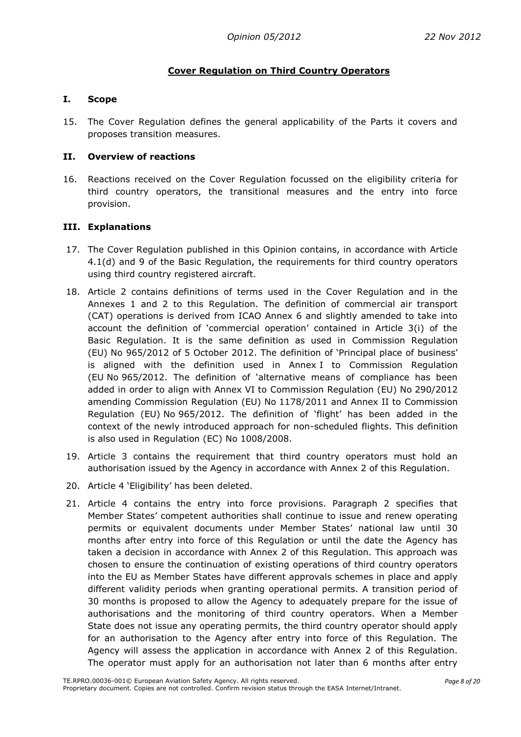## Cover Regulation on Third Country Operators

### I. Scope

15. The Cover Regulation defines the general applicability of the Parts it covers and proposes transition measures.

### II. Overview of reactions

16. Reactions received on the Cover Regulation focussed on the eligibility criteria for third country operators, the transitional measures and the entry into force provision.

### III. Explanations

17. The Cover Regulation published in this Opinion contains, in accordance with Article 4.1(d) and 9 of the Basic Regulation, the requirements for third country operators using third country registered aircraft.

18. Article 2 contains definitions of terms used in the Cover Regulation and in the Annexes 1 and 2 to this Regulation. The definition of commercial air transport (CAT) operations is derived from ICAO Annex 6 and slightly amended to take into account the definition of 'commercial operation' contained in Article 3(i) of the Basic Regulation. It is the same definition as used in Commission Regulation (EU) No 965/2012 of 5 October 2012. The definition of 'Principal place of business' is aligned with the definition used in Annex I to Commission Regulation (EU No 965/2012. The definition of 'alternative means of compliance has been added in order to align with Annex VI to Commission Regulation (EU) No 290/2012 amending Commission Regulation (EU) No 1178/2011 and Annex II to Commission Regulation (EU) No 965/2012. The definition of 'flight' has been added in the context of the newly introduced approach for non-scheduled flights. This definition is also used in Regulation (EC) No 1008/2008.

19. Article 3 contains the requirement that third country operators must hold an authorisation issued by the Agency in accordance with Annex 2 of this Regulation.

20. Article 4 'Eligibility' has been deleted.

21. Article 4 contains the entry into force provisions. Paragraph 2 specifies that Member States' competent authorities shall continue to issue and renew operating permits or equivalent documents under Member States' national law until 30 months after entry into force of this Regulation or until the date the Agency has taken a decision in accordance with Annex 2 of this Regulation. This approach was chosen to ensure the continuation of existing operations of third country operators into the EU as Member States have different approvals schemes in place and apply different validity periods when granting operational permits. A transition period of 30 months is proposed to allow the Agency to adequately prepare for the issue of authorisations and the monitoring of third country operators. When a Member State does not issue any operating permits, the third country operator should apply for an authorisation to the Agency after entry into force of this Regulation. The Agency will assess the application in accordance with Annex 2 of this Regulation. The operator must apply for an authorisation not later than 6 months after entry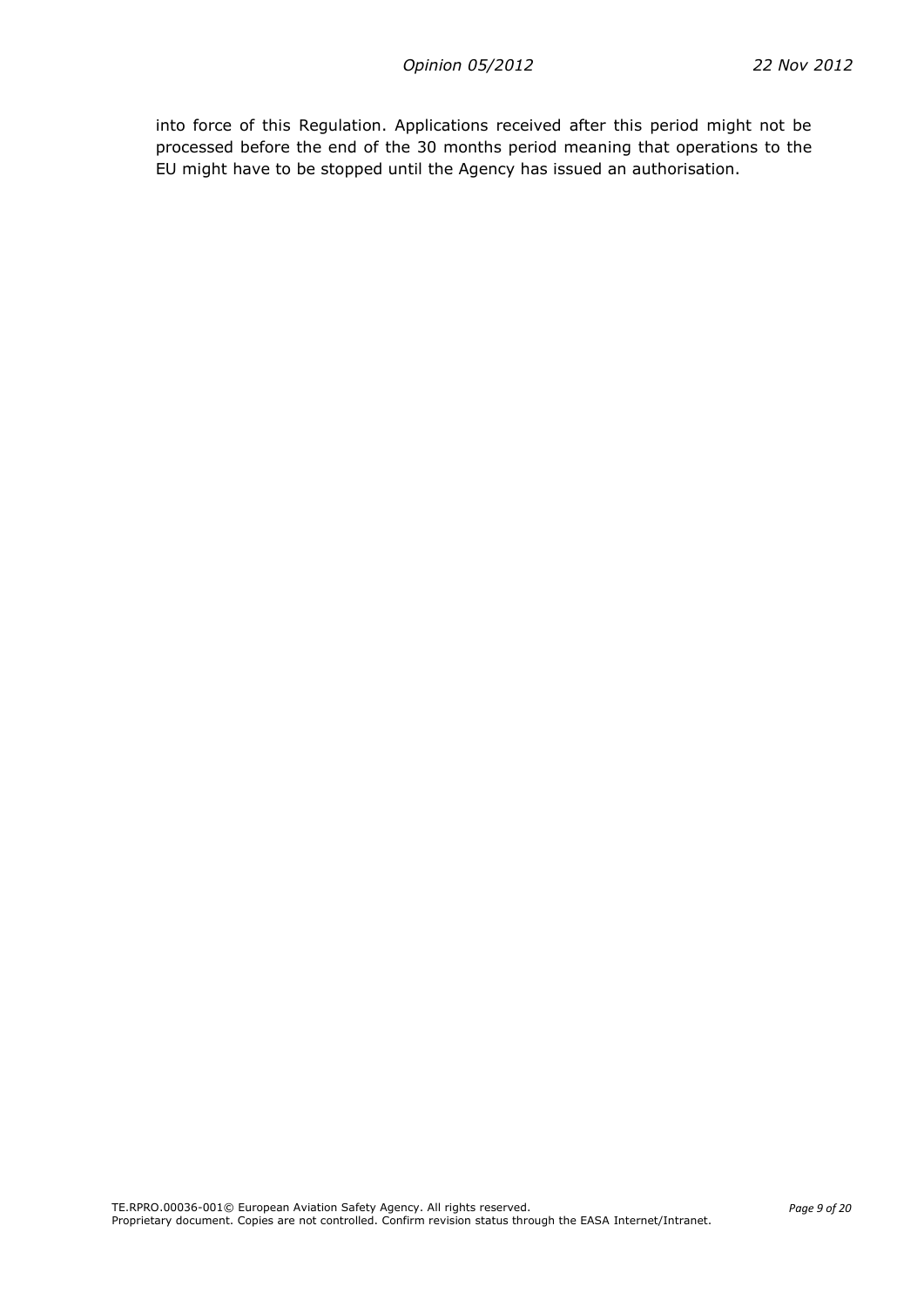into force of this Regulation. Applications received after this period might not be processed before the end of the 30 months period meaning that operations to the EU might have to be stopped until the Agency has issued an authorisation.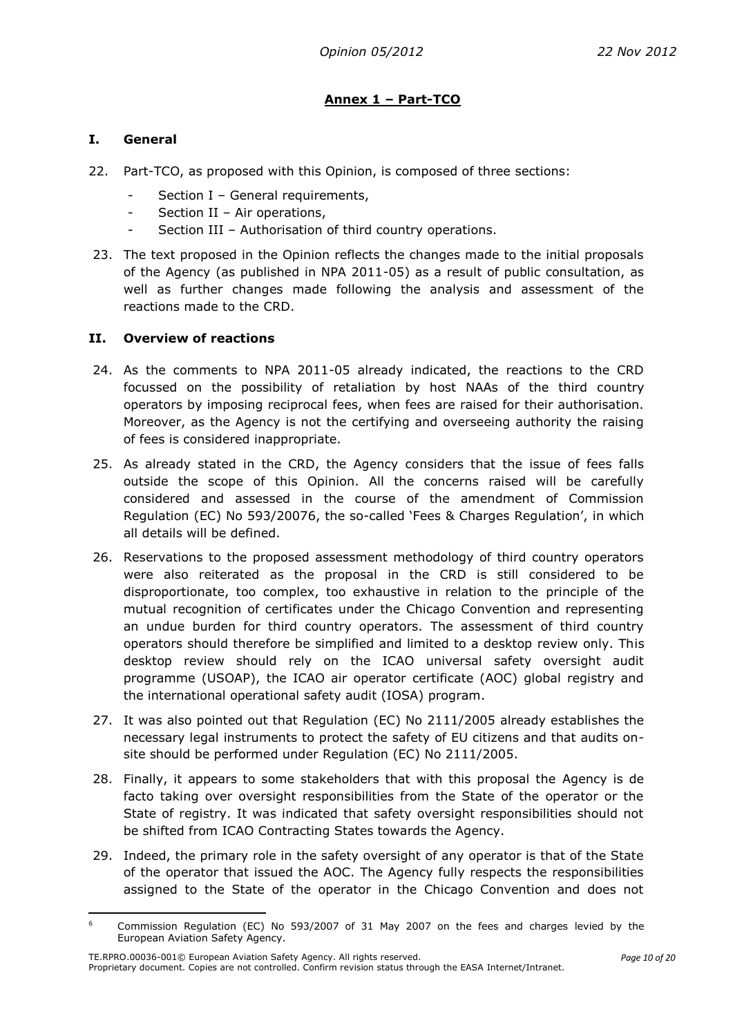## Annex 1 – Part-TCO

### I. General

22. Part-TCO, as proposed with this Opinion, is composed of three sections:
    - Section I – General requirements,
    - Section II – Air operations,
    - Section III – Authorisation of third country operations.

23. The text proposed in the Opinion reflects the changes made to the initial proposals of the Agency (as published in NPA 2011-05) as a result of public consultation, as well as further changes made following the analysis and assessment of the reactions made to the CRD.

### II. Overview of reactions

24. As the comments to NPA 2011-05 already indicated, the reactions to the CRD focussed on the possibility of retaliation by host NAAs of the third country operators by imposing reciprocal fees, when fees are raised for their authorisation. Moreover, as the Agency is not the certifying and overseeing authority the raising of fees is considered inappropriate.

25. As already stated in the CRD, the Agency considers that the issue of fees falls outside the scope of this Opinion. All the concerns raised will be carefully considered and assessed in the course of the amendment of Commission Regulation (EC) No 593/2007[6], the so-called 'Fees & Charges Regulation', in which all details will be defined.

26. Reservations to the proposed assessment methodology of third country operators were also reiterated as the proposal in the CRD is still considered to be disproportionate, too complex, too exhaustive in relation to the principle of the mutual recognition of certificates under the Chicago Convention and representing an undue burden for third country operators. The assessment of third country operators should therefore be simplified and limited to a desktop review only. This desktop review should rely on the ICAO universal safety oversight audit programme (USOAP), the ICAO air operator certificate (AOC) global registry and the international operational safety audit (IOSA) program.

27. It was also pointed out that Regulation (EC) No 2111/2005 already establishes the necessary legal instruments to protect the safety of EU citizens and that audits on-site should be performed under Regulation (EC) No 2111/2005.

28. Finally, it appears to some stakeholders that with this proposal the Agency is de facto taking over oversight responsibilities from the State of the operator or the State of registry. It was indicated that safety oversight responsibilities should not be shifted from ICAO Contracting States towards the Agency.

29. Indeed, the primary role in the safety oversight of any operator is that of the State of the operator that issued the AOC. The Agency fully respects the responsibilities assigned to the State of the operator in the Chicago Convention and does not

---

[6] Commission Regulation (EC) No 593/2007 of 31 May 2007 on the fees and charges levied by the European Aviation Safety Agency.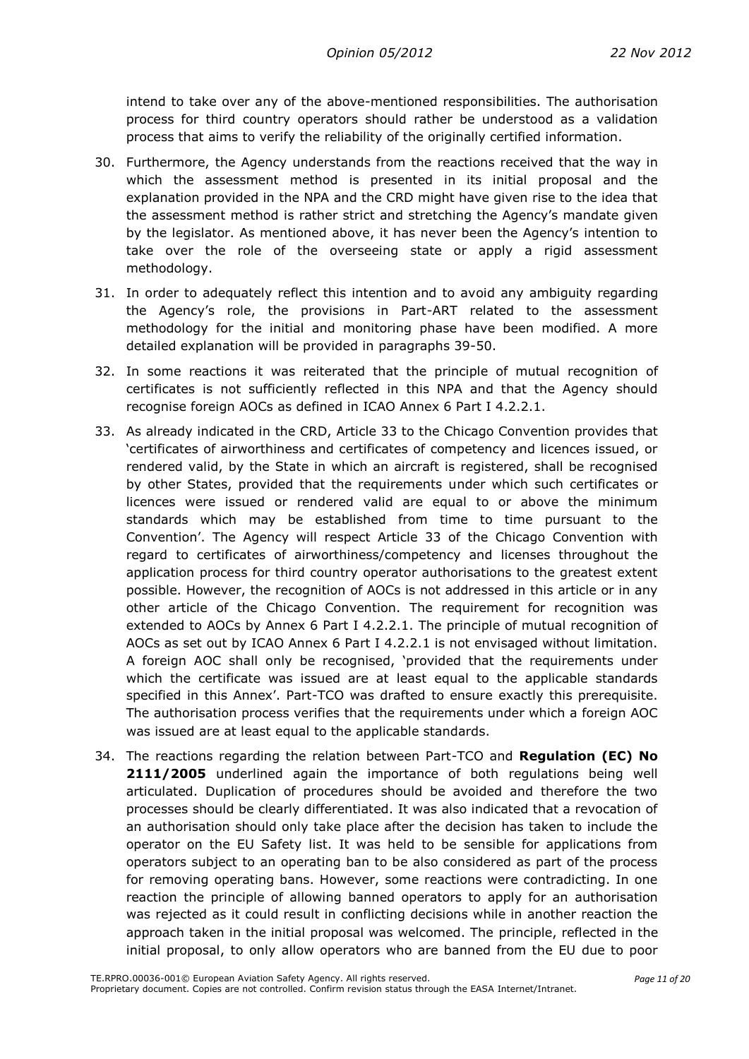intend to take over any of the above-mentioned responsibilities. The authorisation process for third country operators should rather be understood as a validation process that aims to verify the reliability of the originally certified information.

30. Furthermore, the Agency understands from the reactions received that the way in which the assessment method is presented in its initial proposal and the explanation provided in the NPA and the CRD might have given rise to the idea that the assessment method is rather strict and stretching the Agency's mandate given by the legislator. As mentioned above, it has never been the Agency's intention to take over the role of the overseeing state or apply a rigid assessment methodology.

31. In order to adequately reflect this intention and to avoid any ambiguity regarding the Agency's role, the provisions in Part-ART related to the assessment methodology for the initial and monitoring phase have been modified. A more detailed explanation will be provided in paragraphs 39-50.

32. In some reactions it was reiterated that the principle of mutual recognition of certificates is not sufficiently reflected in this NPA and that the Agency should recognise foreign AOCs as defined in ICAO Annex 6 Part I 4.2.2.1.

33. As already indicated in the CRD, Article 33 to the Chicago Convention provides that 'certificates of airworthiness and certificates of competency and licences issued, or rendered valid, by the State in which an aircraft is registered, shall be recognised by other States, provided that the requirements under which such certificates or licences were issued or rendered valid are equal to or above the minimum standards which may be established from time to time pursuant to the Convention'. The Agency will respect Article 33 of the Chicago Convention with regard to certificates of airworthiness/competency and licenses throughout the application process for third country operator authorisations to the greatest extent possible. However, the recognition of AOCs is not addressed in this article or in any other article of the Chicago Convention. The requirement for recognition was extended to AOCs by Annex 6 Part I 4.2.2.1. The principle of mutual recognition of AOCs as set out by ICAO Annex 6 Part I 4.2.2.1 is not envisaged without limitation. A foreign AOC shall only be recognised, 'provided that the requirements under which the certificate was issued are at least equal to the applicable standards specified in this Annex'. Part-TCO was drafted to ensure exactly this prerequisite. The authorisation process verifies that the requirements under which a foreign AOC was issued are at least equal to the applicable standards.

34. The reactions regarding the relation between Part-TCO and **Regulation (EC) No 2111/2005** underlined again the importance of both regulations being well articulated. Duplication of procedures should be avoided and therefore the two processes should be clearly differentiated. It was also indicated that a revocation of an authorisation should only take place after the decision has taken to include the operator on the EU Safety list. It was held to be sensible for applications from operators subject to an operating ban to be also considered as part of the process for removing operating bans. However, some reactions were contradicting. In one reaction the principle of allowing banned operators to apply for an authorisation was rejected as it could result in conflicting decisions while in another reaction the approach taken in the initial proposal was welcomed. The principle, reflected in the initial proposal, to only allow operators who are banned from the EU due to poor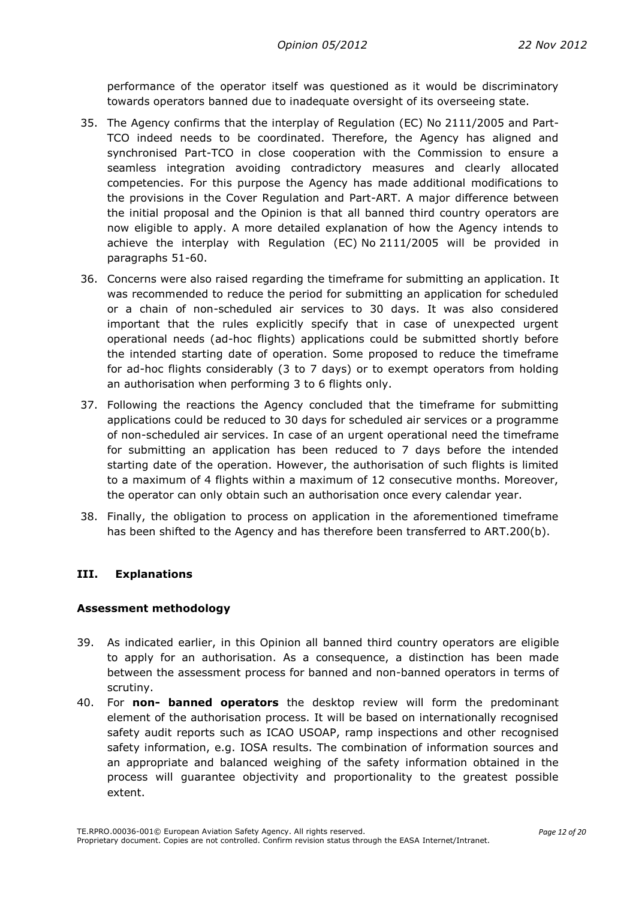performance of the operator itself was questioned as it would be discriminatory towards operators banned due to inadequate oversight of its overseeing state.

35. The Agency confirms that the interplay of Regulation (EC) No 2111/2005 and Part-TCO indeed needs to be coordinated. Therefore, the Agency has aligned and synchronised Part-TCO in close cooperation with the Commission to ensure a seamless integration avoiding contradictory measures and clearly allocated competencies. For this purpose the Agency has made additional modifications to the provisions in the Cover Regulation and Part-ART. A major difference between the initial proposal and the Opinion is that all banned third country operators are now eligible to apply. A more detailed explanation of how the Agency intends to achieve the interplay with Regulation (EC) No 2111/2005 will be provided in paragraphs 51-60.

36. Concerns were also raised regarding the timeframe for submitting an application. It was recommended to reduce the period for submitting an application for scheduled or a chain of non-scheduled air services to 30 days. It was also considered important that the rules explicitly specify that in case of unexpected urgent operational needs (ad-hoc flights) applications could be submitted shortly before the intended starting date of operation. Some proposed to reduce the timeframe for ad-hoc flights considerably (3 to 7 days) or to exempt operators from holding an authorisation when performing 3 to 6 flights only.

37. Following the reactions the Agency concluded that the timeframe for submitting applications could be reduced to 30 days for scheduled air services or a programme of non-scheduled air services. In case of an urgent operational need the timeframe for submitting an application has been reduced to 7 days before the intended starting date of the operation. However, the authorisation of such flights is limited to a maximum of 4 flights within a maximum of 12 consecutive months. Moreover, the operator can only obtain such an authorisation once every calendar year.

38. Finally, the obligation to process on application in the aforementioned timeframe has been shifted to the Agency and has therefore been transferred to ART.200(b).

## III. Explanations

### Assessment methodology

39. As indicated earlier, in this Opinion all banned third country operators are eligible to apply for an authorisation. As a consequence, a distinction has been made between the assessment process for banned and non-banned operators in terms of scrutiny.

40. For **non- banned operators** the desktop review will form the predominant element of the authorisation process. It will be based on internationally recognised safety audit reports such as ICAO USOAP, ramp inspections and other recognised safety information, e.g. IOSA results. The combination of information sources and an appropriate and balanced weighing of the safety information obtained in the process will guarantee objectivity and proportionality to the greatest possible extent.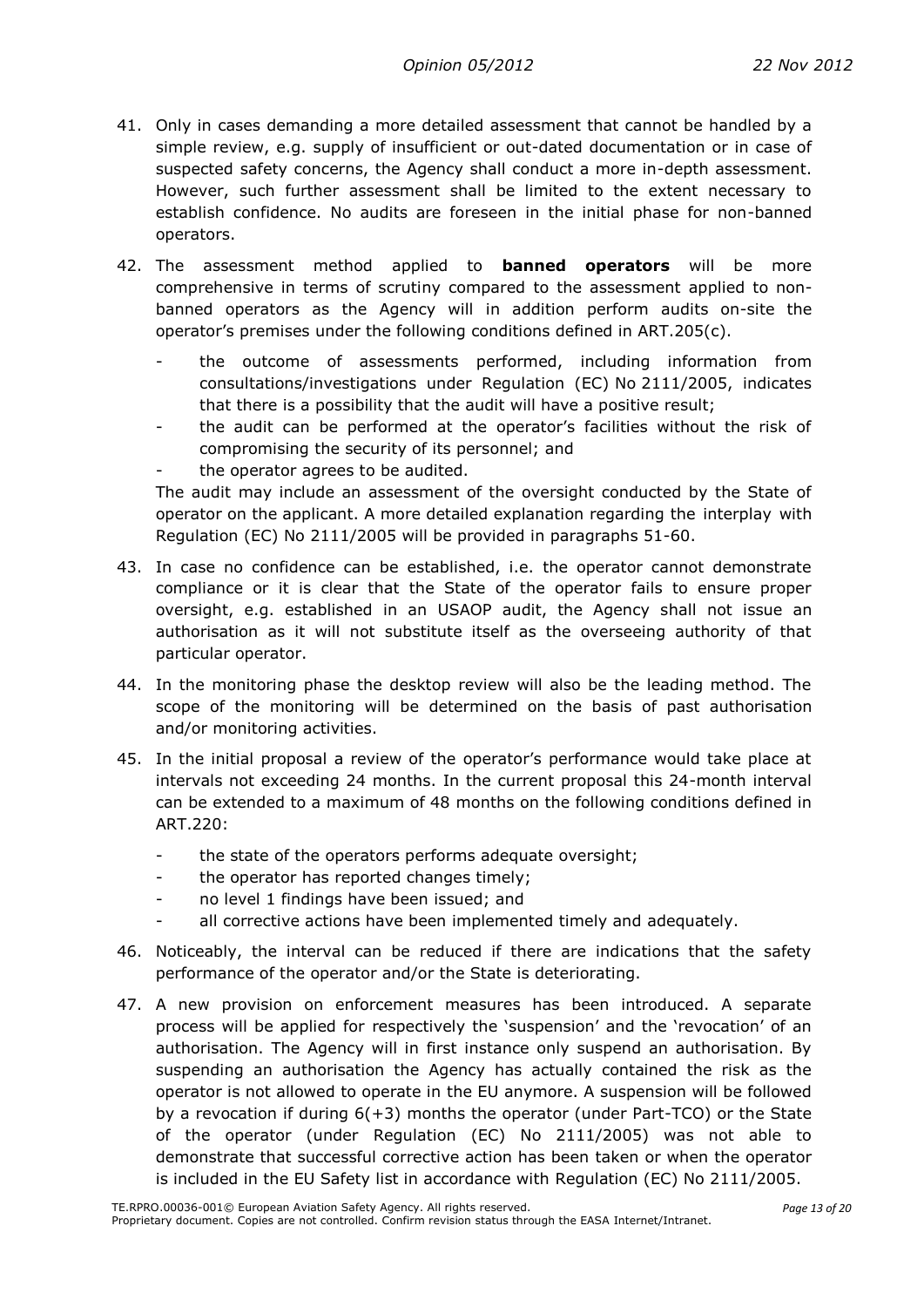41. Only in cases demanding a more detailed assessment that cannot be handled by a simple review, e.g. supply of insufficient or out-dated documentation or in case of suspected safety concerns, the Agency shall conduct a more in-depth assessment. However, such further assessment shall be limited to the extent necessary to establish confidence. No audits are foreseen in the initial phase for non-banned operators.

42. The assessment method applied to **banned operators** will be more comprehensive in terms of scrutiny compared to the assessment applied to non-banned operators as the Agency will in addition perform audits on-site the operator's premises under the following conditions defined in ART.205(c).

    - the outcome of assessments performed, including information from consultations/investigations under Regulation (EC) No 2111/2005, indicates that there is a possibility that the audit will have a positive result;
    - the audit can be performed at the operator's facilities without the risk of compromising the security of its personnel; and
    - the operator agrees to be audited.

    The audit may include an assessment of the oversight conducted by the State of operator on the applicant. A more detailed explanation regarding the interplay with Regulation (EC) No 2111/2005 will be provided in paragraphs 51-60.

43. In case no confidence can be established, i.e. the operator cannot demonstrate compliance or it is clear that the State of the operator fails to ensure proper oversight, e.g. established in an USAOP audit, the Agency shall not issue an authorisation as it will not substitute itself as the overseeing authority of that particular operator.

44. In the monitoring phase the desktop review will also be the leading method. The scope of the monitoring will be determined on the basis of past authorisation and/or monitoring activities.

45. In the initial proposal a review of the operator's performance would take place at intervals not exceeding 24 months. In the current proposal this 24-month interval can be extended to a maximum of 48 months on the following conditions defined in ART.220:

    - the state of the operators performs adequate oversight;
    - the operator has reported changes timely;
    - no level 1 findings have been issued; and
    - all corrective actions have been implemented timely and adequately.

46. Noticeably, the interval can be reduced if there are indications that the safety performance of the operator and/or the State is deteriorating.

47. A new provision on enforcement measures has been introduced. A separate process will be applied for respectively the 'suspension' and the 'revocation' of an authorisation. The Agency will in first instance only suspend an authorisation. By suspending an authorisation the Agency has actually contained the risk as the operator is not allowed to operate in the EU anymore. A suspension will be followed by a revocation if during 6(+3) months the operator (under Part-TCO) or the State of the operator (under Regulation (EC) No 2111/2005) was not able to demonstrate that successful corrective action has been taken or when the operator is included in the EU Safety list in accordance with Regulation (EC) No 2111/2005.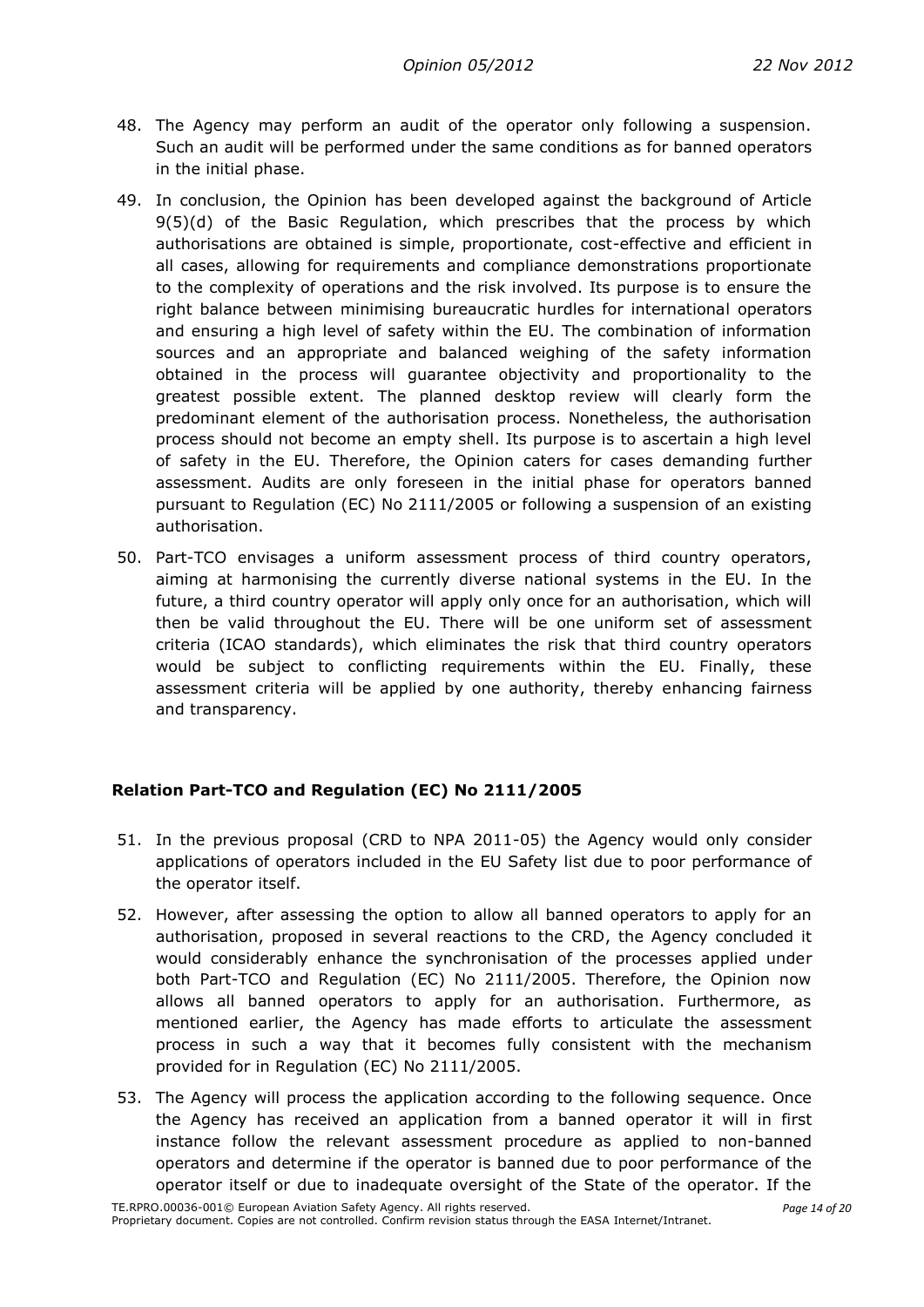48. The Agency may perform an audit of the operator only following a suspension. Such an audit will be performed under the same conditions as for banned operators in the initial phase.

49. In conclusion, the Opinion has been developed against the background of Article 9(5)(d) of the Basic Regulation, which prescribes that the process by which authorisations are obtained is simple, proportionate, cost-effective and efficient in all cases, allowing for requirements and compliance demonstrations proportionate to the complexity of operations and the risk involved. Its purpose is to ensure the right balance between minimising bureaucratic hurdles for international operators and ensuring a high level of safety within the EU. The combination of information sources and an appropriate and balanced weighing of the safety information obtained in the process will guarantee objectivity and proportionality to the greatest possible extent. The planned desktop review will clearly form the predominant element of the authorisation process. Nonetheless, the authorisation process should not become an empty shell. Its purpose is to ascertain a high level of safety in the EU. Therefore, the Opinion caters for cases demanding further assessment. Audits are only foreseen in the initial phase for operators banned pursuant to Regulation (EC) No 2111/2005 or following a suspension of an existing authorisation.

50. Part-TCO envisages a uniform assessment process of third country operators, aiming at harmonising the currently diverse national systems in the EU. In the future, a third country operator will apply only once for an authorisation, which will then be valid throughout the EU. There will be one uniform set of assessment criteria (ICAO standards), which eliminates the risk that third country operators would be subject to conflicting requirements within the EU. Finally, these assessment criteria will be applied by one authority, thereby enhancing fairness and transparency.

**Relation Part-TCO and Regulation (EC) No 2111/2005**

51. In the previous proposal (CRD to NPA 2011-05) the Agency would only consider applications of operators included in the EU Safety list due to poor performance of the operator itself.

52. However, after assessing the option to allow all banned operators to apply for an authorisation, proposed in several reactions to the CRD, the Agency concluded it would considerably enhance the synchronisation of the processes applied under both Part-TCO and Regulation (EC) No 2111/2005. Therefore, the Opinion now allows all banned operators to apply for an authorisation. Furthermore, as mentioned earlier, the Agency has made efforts to articulate the assessment process in such a way that it becomes fully consistent with the mechanism provided for in Regulation (EC) No 2111/2005.

53. The Agency will process the application according to the following sequence. Once the Agency has received an application from a banned operator it will in first instance follow the relevant assessment procedure as applied to non-banned operators and determine if the operator is banned due to poor performance of the operator itself or due to inadequate oversight of the State of the operator. If the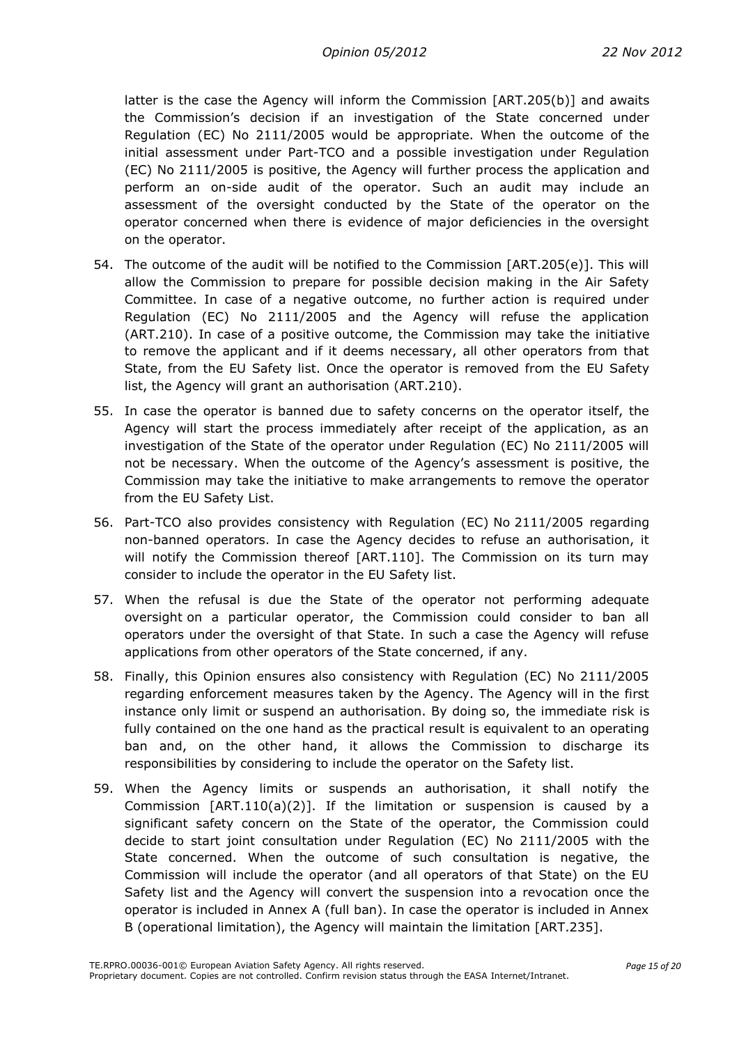latter is the case the Agency will inform the Commission [ART.205(b)] and awaits the Commission's decision if an investigation of the State concerned under Regulation (EC) No 2111/2005 would be appropriate. When the outcome of the initial assessment under Part-TCO and a possible investigation under Regulation (EC) No 2111/2005 is positive, the Agency will further process the application and perform an on-side audit of the operator. Such an audit may include an assessment of the oversight conducted by the State of the operator on the operator concerned when there is evidence of major deficiencies in the oversight on the operator.

54. The outcome of the audit will be notified to the Commission [ART.205(e)]. This will allow the Commission to prepare for possible decision making in the Air Safety Committee. In case of a negative outcome, no further action is required under Regulation (EC) No 2111/2005 and the Agency will refuse the application (ART.210). In case of a positive outcome, the Commission may take the initiative to remove the applicant and if it deems necessary, all other operators from that State, from the EU Safety list. Once the operator is removed from the EU Safety list, the Agency will grant an authorisation (ART.210).

55. In case the operator is banned due to safety concerns on the operator itself, the Agency will start the process immediately after receipt of the application, as an investigation of the State of the operator under Regulation (EC) No 2111/2005 will not be necessary. When the outcome of the Agency's assessment is positive, the Commission may take the initiative to make arrangements to remove the operator from the EU Safety List.

56. Part-TCO also provides consistency with Regulation (EC) No 2111/2005 regarding non-banned operators. In case the Agency decides to refuse an authorisation, it will notify the Commission thereof [ART.110]. The Commission on its turn may consider to include the operator in the EU Safety list.

57. When the refusal is due the State of the operator not performing adequate oversight on a particular operator, the Commission could consider to ban all operators under the oversight of that State. In such a case the Agency will refuse applications from other operators of the State concerned, if any.

58. Finally, this Opinion ensures also consistency with Regulation (EC) No 2111/2005 regarding enforcement measures taken by the Agency. The Agency will in the first instance only limit or suspend an authorisation. By doing so, the immediate risk is fully contained on the one hand as the practical result is equivalent to an operating ban and, on the other hand, it allows the Commission to discharge its responsibilities by considering to include the operator on the Safety list.

59. When the Agency limits or suspends an authorisation, it shall notify the Commission [ART.110(a)(2)]. If the limitation or suspension is caused by a significant safety concern on the State of the operator, the Commission could decide to start joint consultation under Regulation (EC) No 2111/2005 with the State concerned. When the outcome of such consultation is negative, the Commission will include the operator (and all operators of that State) on the EU Safety list and the Agency will convert the suspension into a revocation once the operator is included in Annex A (full ban). In case the operator is included in Annex B (operational limitation), the Agency will maintain the limitation [ART.235].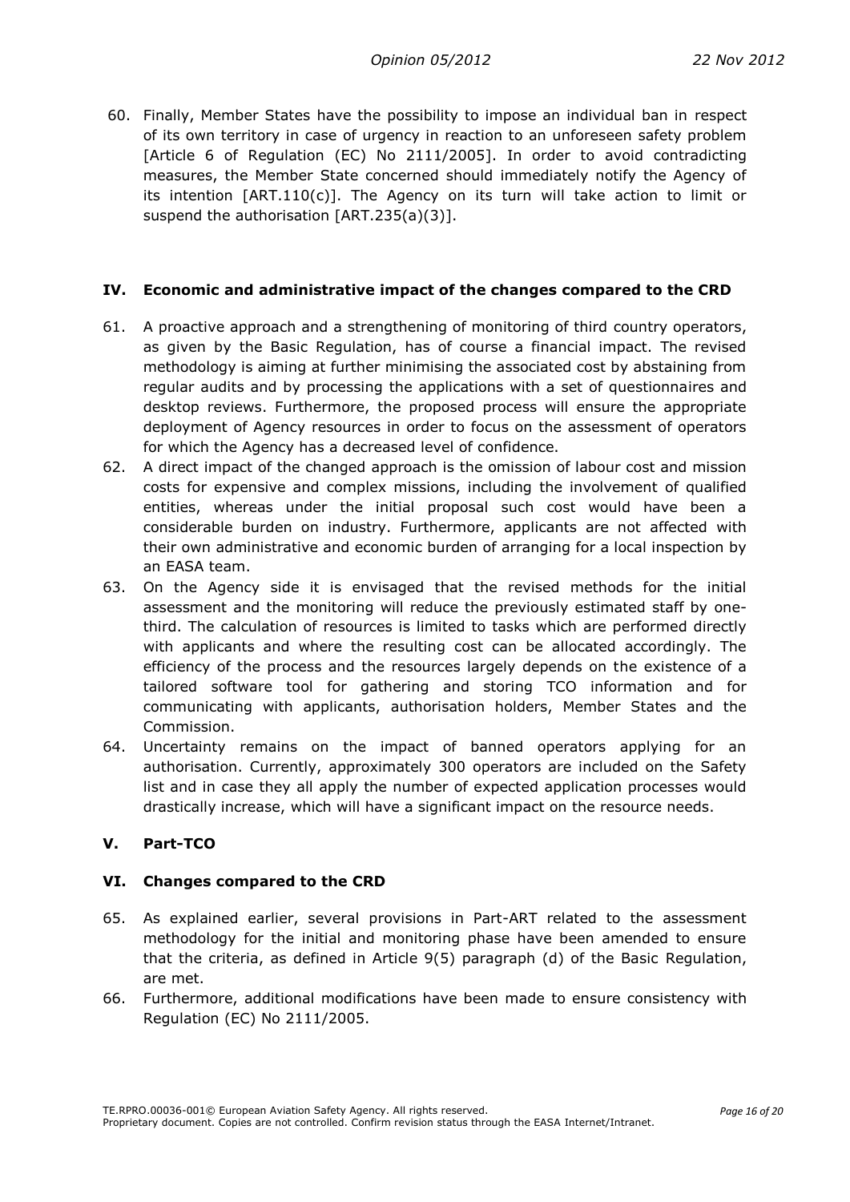60. Finally, Member States have the possibility to impose an individual ban in respect of its own territory in case of urgency in reaction to an unforeseen safety problem [Article 6 of Regulation (EC) No 2111/2005]. In order to avoid contradicting measures, the Member State concerned should immediately notify the Agency of its intention [ART.110(c)]. The Agency on its turn will take action to limit or suspend the authorisation [ART.235(a)(3)].

## IV. Economic and administrative impact of the changes compared to the CRD

61. A proactive approach and a strengthening of monitoring of third country operators, as given by the Basic Regulation, has of course a financial impact. The revised methodology is aiming at further minimising the associated cost by abstaining from regular audits and by processing the applications with a set of questionnaires and desktop reviews. Furthermore, the proposed process will ensure the appropriate deployment of Agency resources in order to focus on the assessment of operators for which the Agency has a decreased level of confidence.
62. A direct impact of the changed approach is the omission of labour cost and mission costs for expensive and complex missions, including the involvement of qualified entities, whereas under the initial proposal such cost would have been a considerable burden on industry. Furthermore, applicants are not affected with their own administrative and economic burden of arranging for a local inspection by an EASA team.
63. On the Agency side it is envisaged that the revised methods for the initial assessment and the monitoring will reduce the previously estimated staff by one-third. The calculation of resources is limited to tasks which are performed directly with applicants and where the resulting cost can be allocated accordingly. The efficiency of the process and the resources largely depends on the existence of a tailored software tool for gathering and storing TCO information and for communicating with applicants, authorisation holders, Member States and the Commission.
64. Uncertainty remains on the impact of banned operators applying for an authorisation. Currently, approximately 300 operators are included on the Safety list and in case they all apply the number of expected application processes would drastically increase, which will have a significant impact on the resource needs.

## V. Part-TCO

## VI. Changes compared to the CRD

65. As explained earlier, several provisions in Part-ART related to the assessment methodology for the initial and monitoring phase have been amended to ensure that the criteria, as defined in Article 9(5) paragraph (d) of the Basic Regulation, are met.
66. Furthermore, additional modifications have been made to ensure consistency with Regulation (EC) No 2111/2005.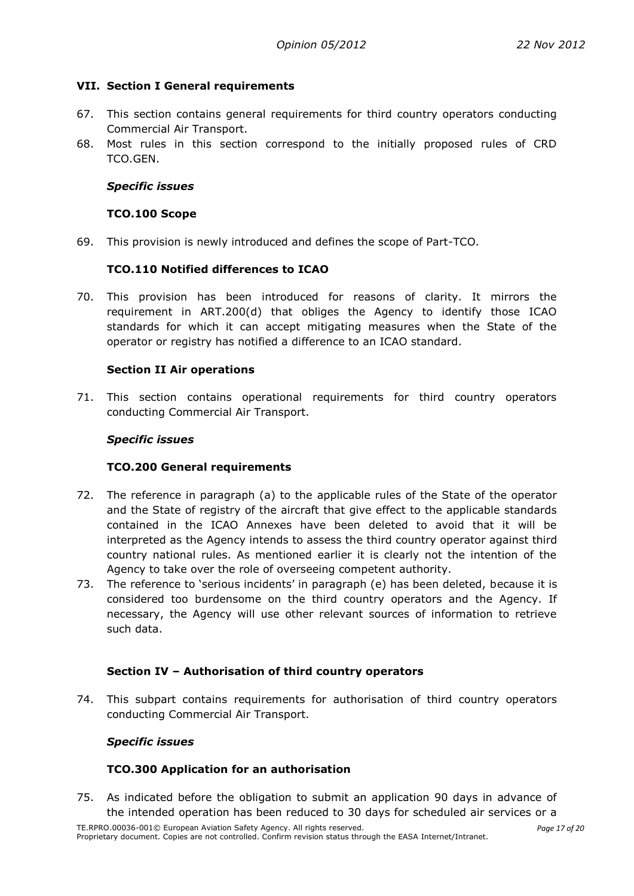## VII. Section I General requirements

67. This section contains general requirements for third country operators conducting Commercial Air Transport.
68. Most rules in this section correspond to the initially proposed rules of CRD TCO.GEN.

*Specific issues*

### TCO.100 Scope

69. This provision is newly introduced and defines the scope of Part-TCO.

### TCO.110 Notified differences to ICAO

70. This provision has been introduced for reasons of clarity. It mirrors the requirement in ART.200(d) that obliges the Agency to identify those ICAO standards for which it can accept mitigating measures when the State of the operator or registry has notified a difference to an ICAO standard.

### Section II Air operations

71. This section contains operational requirements for third country operators conducting Commercial Air Transport.

*Specific issues*

### TCO.200 General requirements

72. The reference in paragraph (a) to the applicable rules of the State of the operator and the State of registry of the aircraft that give effect to the applicable standards contained in the ICAO Annexes have been deleted to avoid that it will be interpreted as the Agency intends to assess the third country operator against third country national rules. As mentioned earlier it is clearly not the intention of the Agency to take over the role of overseeing competent authority.
73. The reference to 'serious incidents' in paragraph (e) has been deleted, because it is considered too burdensome on the third country operators and the Agency. If necessary, the Agency will use other relevant sources of information to retrieve such data.

### Section IV – Authorisation of third country operators

74. This subpart contains requirements for authorisation of third country operators conducting Commercial Air Transport.

*Specific issues*

### TCO.300 Application for an authorisation

75. As indicated before the obligation to submit an application 90 days in advance of the intended operation has been reduced to 30 days for scheduled air services or a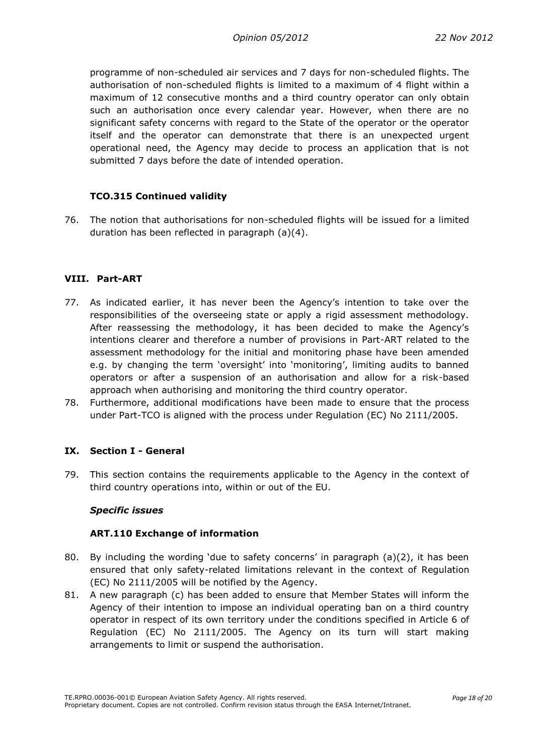programme of non-scheduled air services and 7 days for non-scheduled flights. The authorisation of non-scheduled flights is limited to a maximum of 4 flight within a maximum of 12 consecutive months and a third country operator can only obtain such an authorisation once every calendar year. However, when there are no significant safety concerns with regard to the State of the operator or the operator itself and the operator can demonstrate that there is an unexpected urgent operational need, the Agency may decide to process an application that is not submitted 7 days before the date of intended operation.

### TCO.315 Continued validity

76. The notion that authorisations for non-scheduled flights will be issued for a limited duration has been reflected in paragraph (a)(4).

## VIII. Part-ART

77. As indicated earlier, it has never been the Agency's intention to take over the responsibilities of the overseeing state or apply a rigid assessment methodology. After reassessing the methodology, it has been decided to make the Agency's intentions clearer and therefore a number of provisions in Part-ART related to the assessment methodology for the initial and monitoring phase have been amended e.g. by changing the term 'oversight' into 'monitoring', limiting audits to banned operators or after a suspension of an authorisation and allow for a risk-based approach when authorising and monitoring the third country operator.
78. Furthermore, additional modifications have been made to ensure that the process under Part-TCO is aligned with the process under Regulation (EC) No 2111/2005.

## IX. Section I - General

79. This section contains the requirements applicable to the Agency in the context of third country operations into, within or out of the EU.

***Specific issues***

### ART.110 Exchange of information

80. By including the wording 'due to safety concerns' in paragraph (a)(2), it has been ensured that only safety-related limitations relevant in the context of Regulation (EC) No 2111/2005 will be notified by the Agency.
81. A new paragraph (c) has been added to ensure that Member States will inform the Agency of their intention to impose an individual operating ban on a third country operator in respect of its own territory under the conditions specified in Article 6 of Regulation (EC) No 2111/2005. The Agency on its turn will start making arrangements to limit or suspend the authorisation.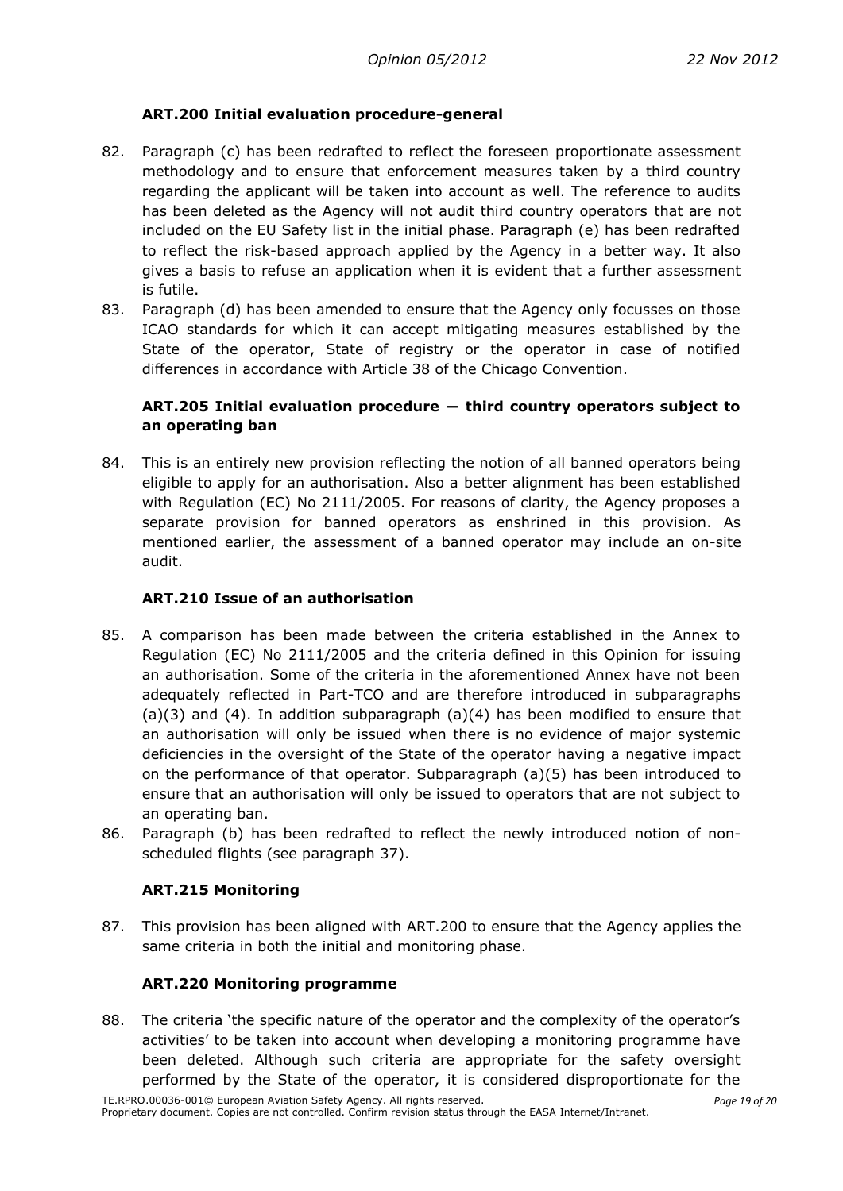### ART.200 Initial evaluation procedure-general

82. Paragraph (c) has been redrafted to reflect the foreseen proportionate assessment methodology and to ensure that enforcement measures taken by a third country regarding the applicant will be taken into account as well. The reference to audits has been deleted as the Agency will not audit third country operators that are not included on the EU Safety list in the initial phase. Paragraph (e) has been redrafted to reflect the risk-based approach applied by the Agency in a better way. It also gives a basis to refuse an application when it is evident that a further assessment is futile.
83. Paragraph (d) has been amended to ensure that the Agency only focusses on those ICAO standards for which it can accept mitigating measures established by the State of the operator, State of registry or the operator in case of notified differences in accordance with Article 38 of the Chicago Convention.

### ART.205 Initial evaluation procedure — third country operators subject to an operating ban

84. This is an entirely new provision reflecting the notion of all banned operators being eligible to apply for an authorisation. Also a better alignment has been established with Regulation (EC) No 2111/2005. For reasons of clarity, the Agency proposes a separate provision for banned operators as enshrined in this provision. As mentioned earlier, the assessment of a banned operator may include an on-site audit.

### ART.210 Issue of an authorisation

85. A comparison has been made between the criteria established in the Annex to Regulation (EC) No 2111/2005 and the criteria defined in this Opinion for issuing an authorisation. Some of the criteria in the aforementioned Annex have not been adequately reflected in Part-TCO and are therefore introduced in subparagraphs (a)(3) and (4). In addition subparagraph (a)(4) has been modified to ensure that an authorisation will only be issued when there is no evidence of major systemic deficiencies in the oversight of the State of the operator having a negative impact on the performance of that operator. Subparagraph (a)(5) has been introduced to ensure that an authorisation will only be issued to operators that are not subject to an operating ban.
86. Paragraph (b) has been redrafted to reflect the newly introduced notion of non-scheduled flights (see paragraph 37).

### ART.215 Monitoring

87. This provision has been aligned with ART.200 to ensure that the Agency applies the same criteria in both the initial and monitoring phase.

### ART.220 Monitoring programme

88. The criteria 'the specific nature of the operator and the complexity of the operator's activities' to be taken into account when developing a monitoring programme have been deleted. Although such criteria are appropriate for the safety oversight performed by the State of the operator, it is considered disproportionate for the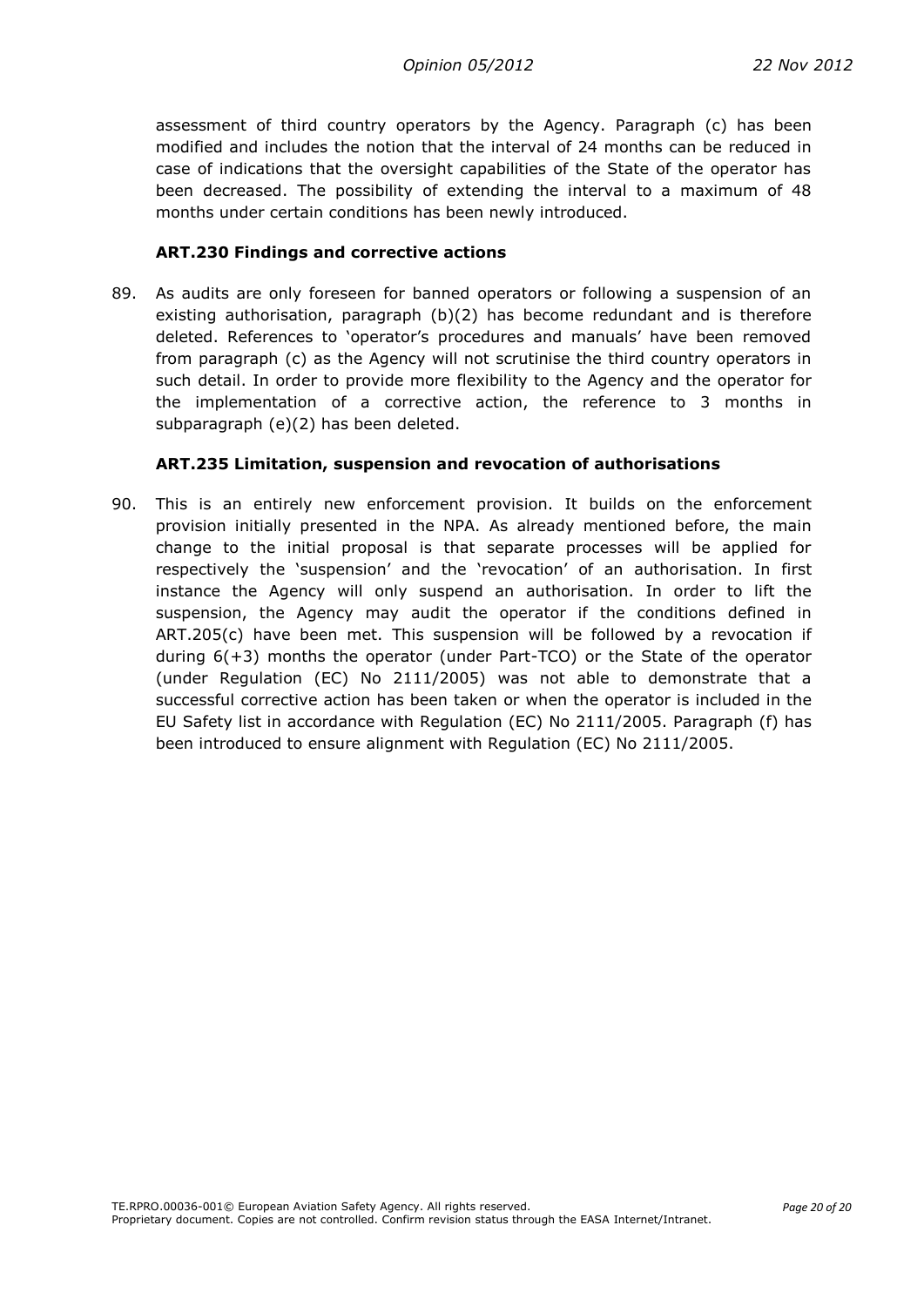assessment of third country operators by the Agency. Paragraph (c) has been modified and includes the notion that the interval of 24 months can be reduced in case of indications that the oversight capabilities of the State of the operator has been decreased. The possibility of extending the interval to a maximum of 48 months under certain conditions has been newly introduced.

### ART.230 Findings and corrective actions

89. As audits are only foreseen for banned operators or following a suspension of an existing authorisation, paragraph (b)(2) has become redundant and is therefore deleted. References to 'operator's procedures and manuals' have been removed from paragraph (c) as the Agency will not scrutinise the third country operators in such detail. In order to provide more flexibility to the Agency and the operator for the implementation of a corrective action, the reference to 3 months in subparagraph (e)(2) has been deleted.

### ART.235 Limitation, suspension and revocation of authorisations

90. This is an entirely new enforcement provision. It builds on the enforcement provision initially presented in the NPA. As already mentioned before, the main change to the initial proposal is that separate processes will be applied for respectively the 'suspension' and the 'revocation' of an authorisation. In first instance the Agency will only suspend an authorisation. In order to lift the suspension, the Agency may audit the operator if the conditions defined in ART.205(c) have been met. This suspension will be followed by a revocation if during 6(+3) months the operator (under Part-TCO) or the State of the operator (under Regulation (EC) No 2111/2005) was not able to demonstrate that a successful corrective action has been taken or when the operator is included in the EU Safety list in accordance with Regulation (EC) No 2111/2005. Paragraph (f) has been introduced to ensure alignment with Regulation (EC) No 2111/2005.